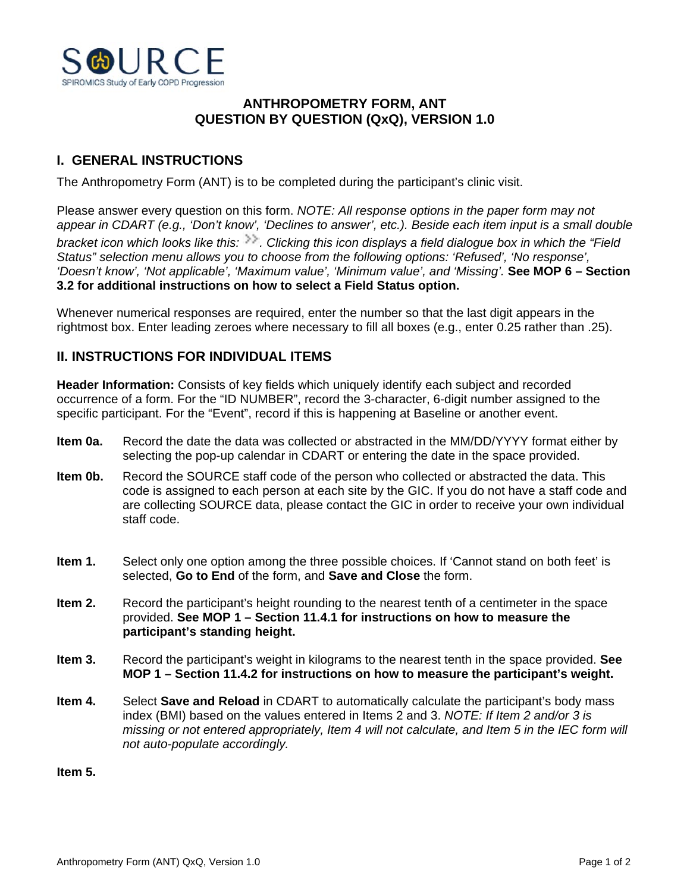SOURCE

SPIROMICS Study of Early COPD Progression

# ANTHROPOMETRY FORM, ANT
# QUESTION BY QUESTION (QxQ), VERSION 1.0

## I. GENERAL INSTRUCTIONS

The Anthropometry Form (ANT) is to be completed during the participant's clinic visit.

Please answer every question on this form. *NOTE: All response options in the paper form may not appear in CDART (e.g., 'Don't know', 'Declines to answer', etc.). Beside each item input is a small double bracket icon which looks like this: >>. Clicking this icon displays a field dialogue box in which the "Field Status" selection menu allows you to choose from the following options: 'Refused', 'No response', 'Doesn't know', 'Not applicable', 'Maximum value', 'Minimum value', and 'Missing'.* **See MOP 6 – Section 3.2 for additional instructions on how to select a Field Status option.**

Whenever numerical responses are required, enter the number so that the last digit appears in the rightmost box. Enter leading zeroes where necessary to fill all boxes (e.g., enter 0.25 rather than .25).

## II. INSTRUCTIONS FOR INDIVIDUAL ITEMS

**Header Information:** Consists of key fields which uniquely identify each subject and recorded occurrence of a form. For the "ID NUMBER", record the 3-character, 6-digit number assigned to the specific participant. For the "Event", record if this is happening at Baseline or another event.

**Item 0a.** Record the date the data was collected or abstracted in the MM/DD/YYYY format either by selecting the pop-up calendar in CDART or entering the date in the space provided.

**Item 0b.** Record the SOURCE staff code of the person who collected or abstracted the data. This code is assigned to each person at each site by the GIC. If you do not have a staff code and are collecting SOURCE data, please contact the GIC in order to receive your own individual staff code.

**Item 1.** Select only one option among the three possible choices. If 'Cannot stand on both feet' is selected, **Go to End** of the form, and **Save and Close** the form.

**Item 2.** Record the participant's height rounding to the nearest tenth of a centimeter in the space provided. **See MOP 1 – Section 11.4.1 for instructions on how to measure the participant's standing height.**

**Item 3.** Record the participant's weight in kilograms to the nearest tenth in the space provided. **See MOP 1 – Section 11.4.2 for instructions on how to measure the participant's weight.**

**Item 4.** Select **Save and Reload** in CDART to automatically calculate the participant's body mass index (BMI) based on the values entered in Items 2 and 3. *NOTE: If Item 2 and/or 3 is missing or not entered appropriately, Item 4 will not calculate, and Item 5 in the IEC form will not auto-populate accordingly.*

**Item 5.**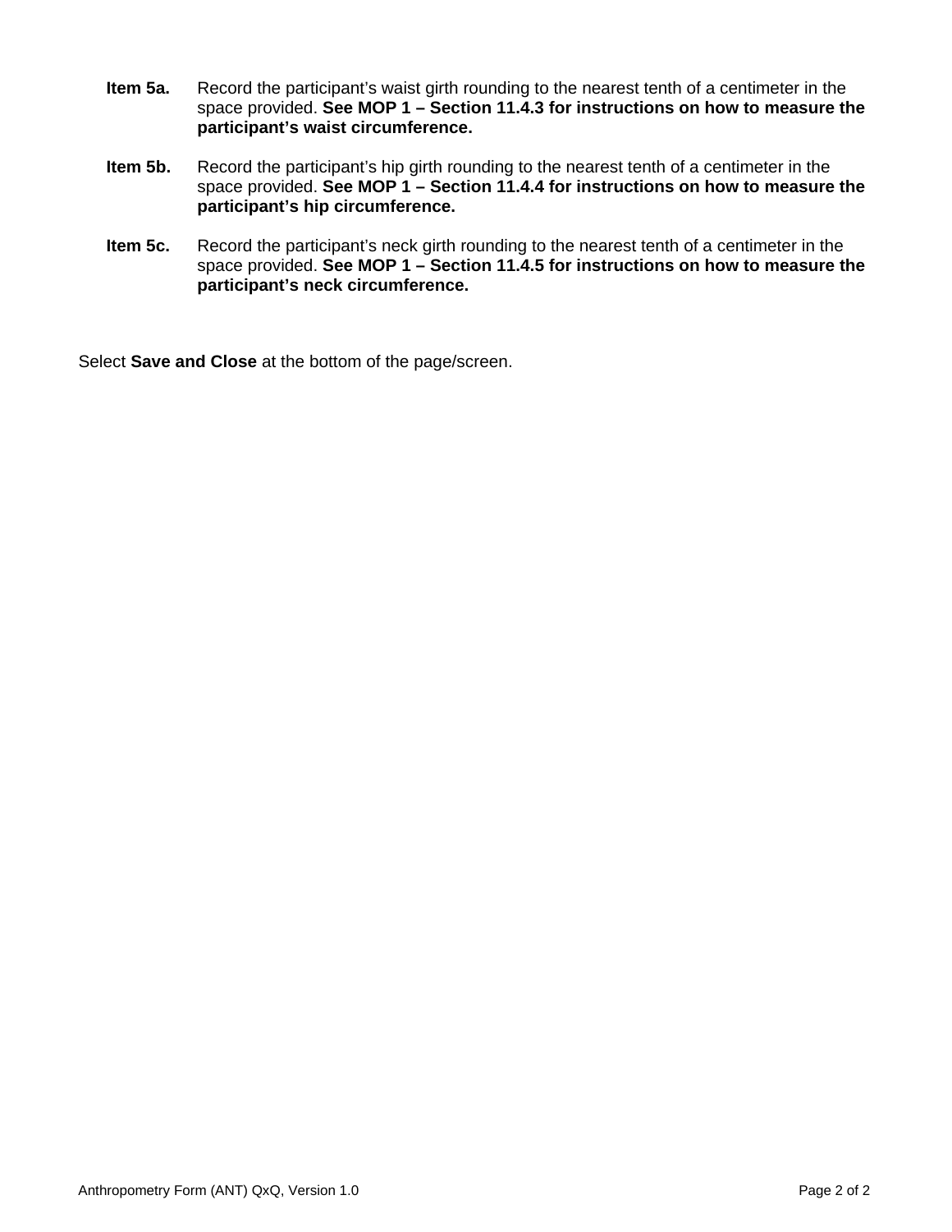**Item 5a.** Record the participant’s waist girth rounding to the nearest tenth of a centimeter in the space provided. **See MOP 1 – Section 11.4.3 for instructions on how to measure the participant’s waist circumference.**

**Item 5b.** Record the participant’s hip girth rounding to the nearest tenth of a centimeter in the space provided. **See MOP 1 – Section 11.4.4 for instructions on how to measure the participant’s hip circumference.**

**Item 5c.** Record the participant’s neck girth rounding to the nearest tenth of a centimeter in the space provided. **See MOP 1 – Section 11.4.5 for instructions on how to measure the participant’s neck circumference.**

Select **Save and Close** at the bottom of the page/screen.